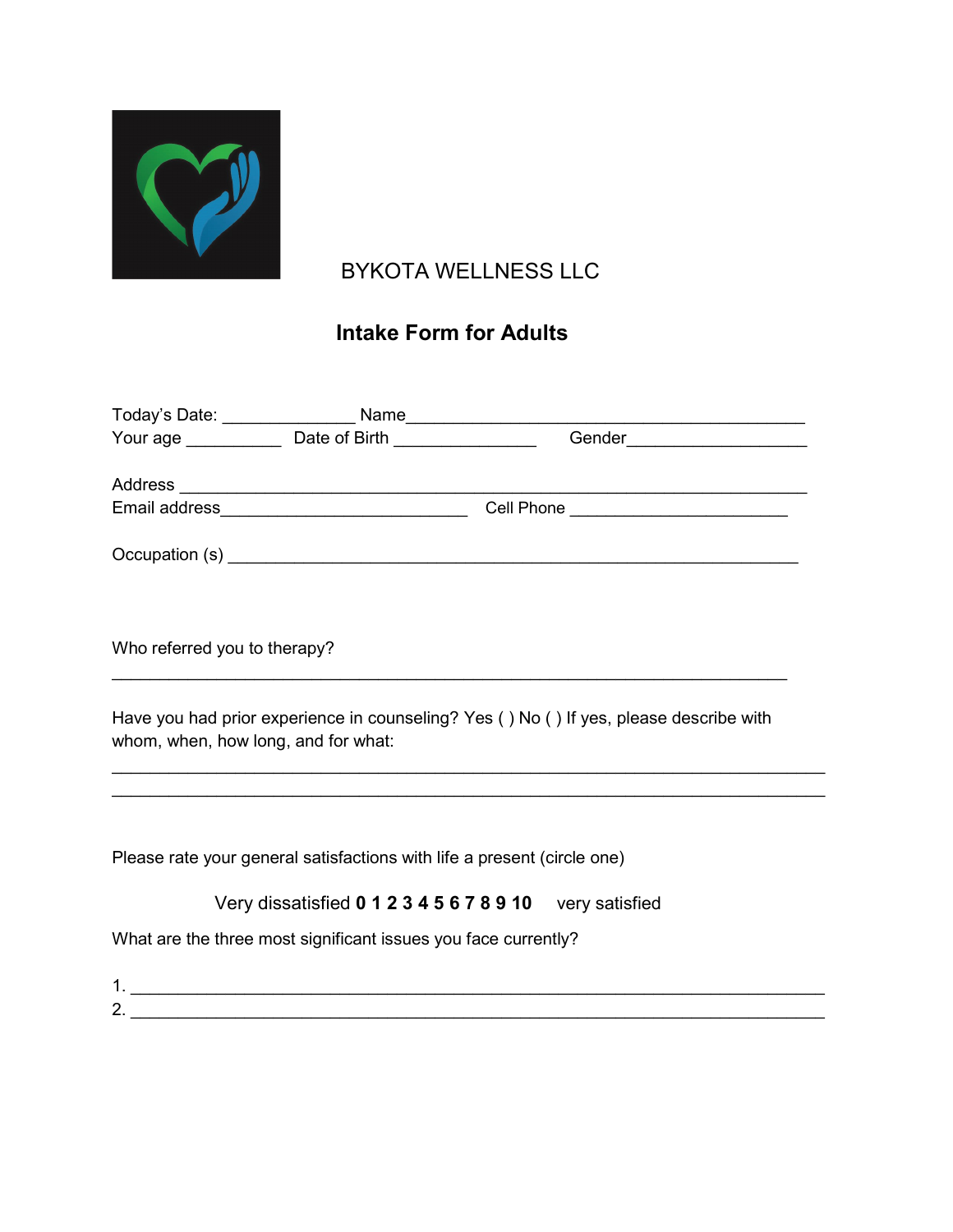BYKOTA WELLNESS LLC

## Intake Form for Adults

Today's Date: ______________ Name___________________________________________

Your age __________ Date of Birth _______________ Gender___________________

Address _____________________________________________________________

Email address___________________________ Cell Phone _______________________

Occupation (s) _______________________________________________________________

Who referred you to therapy?

_________________________________________________________________________

Have you had prior experience in counseling? Yes ( ) No ( ) If yes, please describe with whom, when, how long, and for what:

_____________________________________________________________________________

_____________________________________________________________________________

Please rate your general satisfactions with life a present (circle one)

Very dissatisfied **0 1 2 3 4 5 6 7 8 9 10** very satisfied

What are the three most significant issues you face currently?

1. ___________________________________________________________________________
2. ___________________________________________________________________________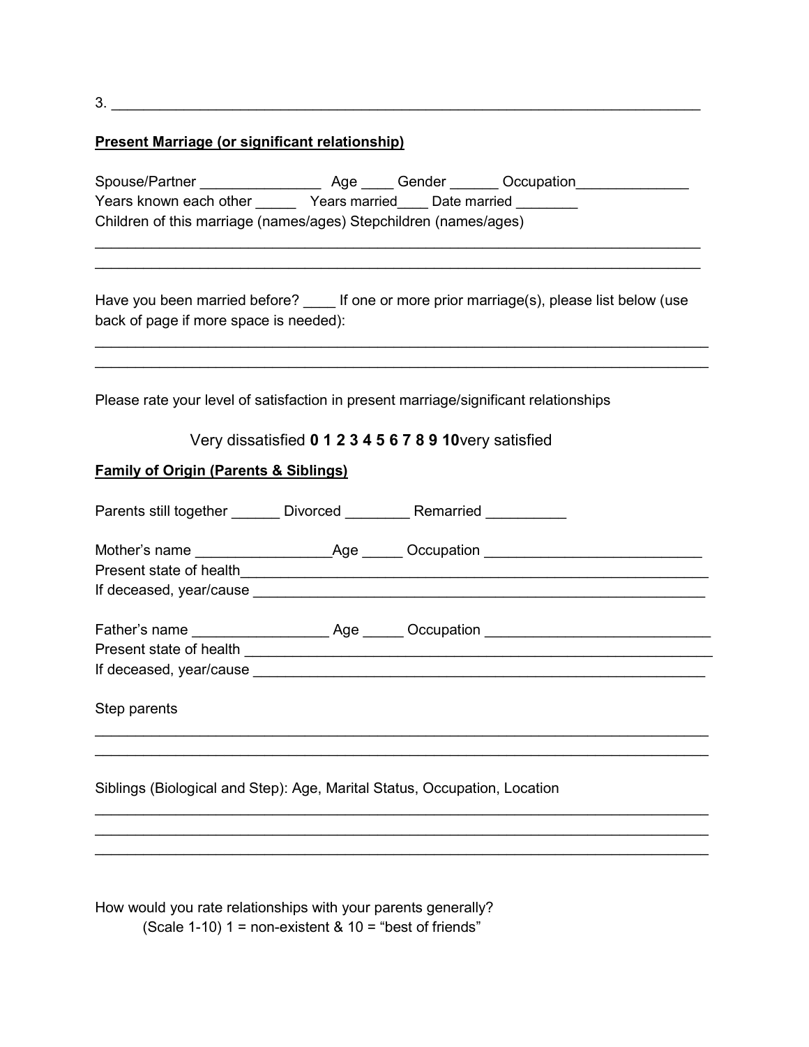3. ______________________________________________________________________________

**Present Marriage (or significant relationship)**

Spouse/Partner _______________ Age ____ Gender ______ Occupation______________
Years known each other _____ Years married____ Date married ________
Children of this marriage (names/ages) Stepchildren (names/ages)

______________________________________________________________________________
______________________________________________________________________________

Have you been married before? ____ If one or more prior marriage(s), please list below (use back of page if more space is needed):

______________________________________________________________________________
______________________________________________________________________________

Please rate your level of satisfaction in present marriage/significant relationships

Very dissatisfied **0 1 2 3 4 5 6 7 8 9 10**very satisfied

**Family of Origin (Parents & Siblings)**

Parents still together ______ Divorced ________ Remarried __________

Mother's name _________________Age _____ Occupation ___________________________
Present state of health_____________________________________________________________
If deceased, year/cause ___________________________________________________________

Father's name _________________ Age _____ Occupation ____________________________
Present state of health ____________________________________________________________
If deceased, year/cause ___________________________________________________________

Step parents

______________________________________________________________________________
______________________________________________________________________________

Siblings (Biological and Step): Age, Marital Status, Occupation, Location

______________________________________________________________________________
______________________________________________________________________________
______________________________________________________________________________

How would you rate relationships with your parents generally?
(Scale 1-10) 1 = non-existent & 10 = "best of friends"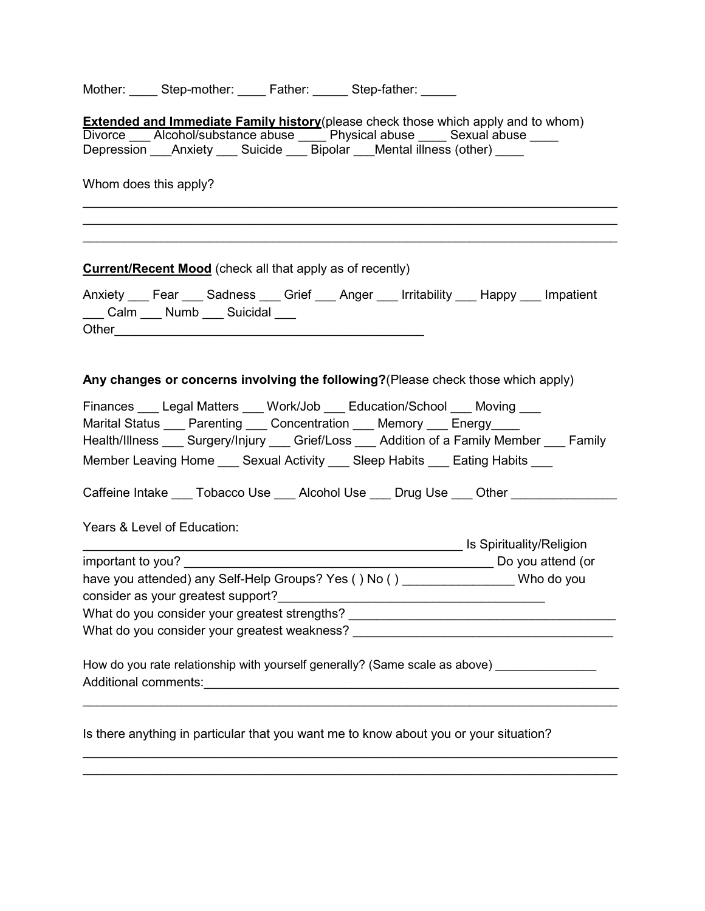Mother: ____ Step-mother: ____ Father: _____ Step-father: _____

**<u>Extended and Immediate Family history</u>**(please check those which apply and to whom)
Divorce ___ Alcohol/substance abuse ____ Physical abuse ____ Sexual abuse ____
Depression ___Anxiety ___ Suicide ___ Bipolar ___Mental illness (other) ____

Whom does this apply?

______________________________________________________________________________
______________________________________________________________________________
______________________________________________________________________________

**<u>Current/Recent Mood</u>** (check all that apply as of recently)

Anxiety ___ Fear ___ Sadness ___ Grief ___ Anger ___ Irritability ___ Happy ___ Impatient ___ Calm ___ Numb ___ Suicidal ___
Other_____________________________________________

**Any changes or concerns involving the following?**(Please check those which apply)

Finances ___ Legal Matters ___ Work/Job ___ Education/School ___ Moving ___
Marital Status ___ Parenting ___ Concentration ___ Memory ___ Energy____
Health/Illness ___ Surgery/Injury ___ Grief/Loss ___ Addition of a Family Member ___ Family Member Leaving Home ___ Sexual Activity ___ Sleep Habits ___ Eating Habits ___

Caffeine Intake ___ Tobacco Use ___ Alcohol Use ___ Drug Use ___ Other _______________

Years & Level of Education:
_______________________________________________________ Is Spirituality/Religion important to you? ____________________________________________ Do you attend (or have you attended) any Self-Help Groups? Yes ( ) No ( ) ________________ Who do you consider as your greatest support?_____________________________________
What do you consider your greatest strengths? _____________________________________
What do you consider your greatest weakness? _____________________________________

How do you rate relationship with yourself generally? (Same scale as above) _______________
Additional comments:__________________________________________________________
______________________________________________________________________________

Is there anything in particular that you want me to know about you or your situation?

______________________________________________________________________________
______________________________________________________________________________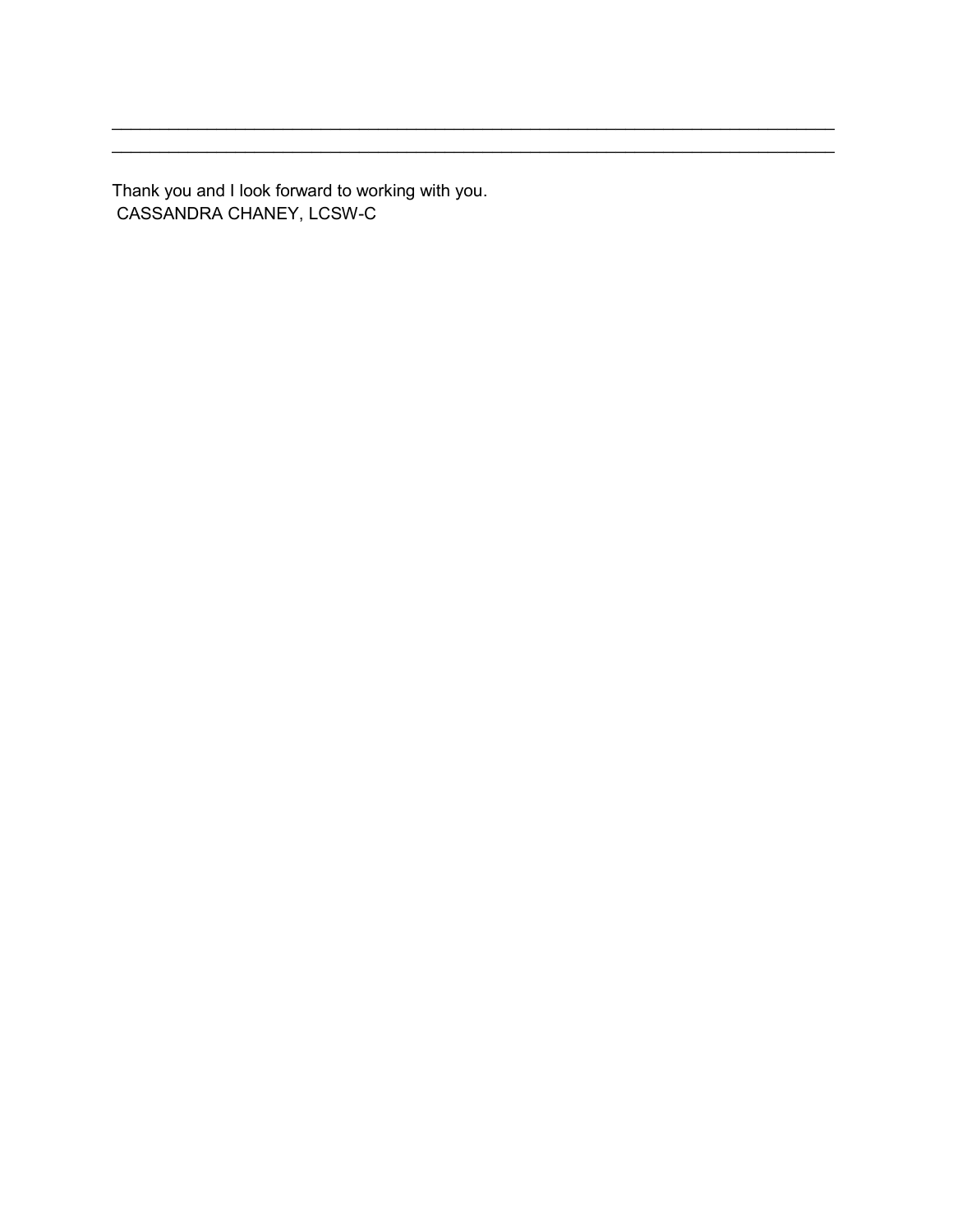\_\_\_\_\_\_\_\_\_\_\_\_\_\_\_\_\_\_\_\_\_\_\_\_\_\_\_\_\_\_\_\_\_\_\_\_\_\_\_\_\_\_\_\_\_\_\_\_\_\_\_\_\_\_\_\_\_\_\_\_\_\_\_\_\_\_\_\_\_\_\_\_\_\_\_\_\_\_

\_\_\_\_\_\_\_\_\_\_\_\_\_\_\_\_\_\_\_\_\_\_\_\_\_\_\_\_\_\_\_\_\_\_\_\_\_\_\_\_\_\_\_\_\_\_\_\_\_\_\_\_\_\_\_\_\_\_\_\_\_\_\_\_\_\_\_\_\_\_\_\_\_\_\_\_\_\_

Thank you and I look forward to working with you.
CASSANDRA CHANEY, LCSW-C